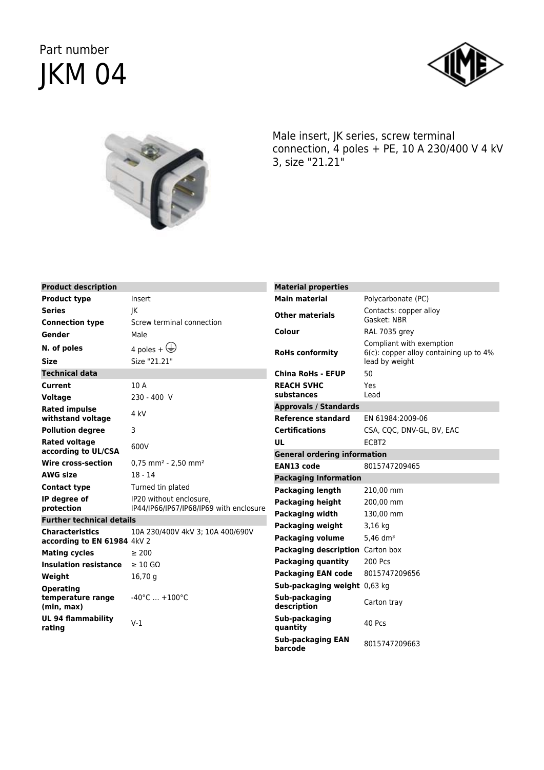Part number

# JKM 04

Male insert, JK series, screw terminal connection, 4 poles + PE, 10 A 230/400 V 4 kV 3, size "21.21"

| Product description | |
|---|---|
| **Product type** | Insert |
| **Series** | JK |
| **Connection type** | Screw terminal connection |
| **Gender** | Male |
| **N. of poles** | 4 poles + ⏚ |
| **Size** | Size "21.21" |
| **Technical data** | |
| **Current** | 10 A |
| **Voltage** | 230 - 400 V |
| **Rated impulse withstand voltage** | 4 kV |
| **Pollution degree** | 3 |
| **Rated voltage according to UL/CSA** | 600V |
| **Wire cross-section** | 0,75 mm² - 2,50 mm² |
| **AWG size** | 18 - 14 |
| **Contact type** | Turned tin plated |
| **IP degree of protection** | IP20 without enclosure, IP44/IP66/IP67/IP68/IP69 with enclosure |
| **Further technical details** | |
| **Characteristics according to EN 61984** | 10A 230/400V 4kV 3; 10A 400/690V 4kV 2 |
| **Mating cycles** | ≥ 200 |
| **Insulation resistance** | ≥ 10 GΩ |
| **Weight** | 16,70 g |
| **Operating temperature range (min, max)** | -40°C ... +100°C |
| **UL 94 flammability rating** | V-1 |

| Material properties | |
|---|---|
| **Main material** | Polycarbonate (PC) |
| **Other materials** | Contacts: copper alloy<br>Gasket: NBR |
| **Colour** | RAL 7035 grey |
| **RoHs conformity** | Compliant with exemption 6(c): copper alloy containing up to 4% lead by weight |
| **China RoHs - EFUP** | 50 |
| **REACH SVHC substances** | Yes<br>Lead |
| **Approvals / Standards** | |
| **Reference standard** | EN 61984:2009-06 |
| **Certifications** | CSA, CQC, DNV-GL, BV, EAC |
| **UL** | ECBT2 |
| **General ordering information** | |
| **EAN13 code** | 8015747209465 |
| **Packaging Information** | |
| **Packaging length** | 210,00 mm |
| **Packaging height** | 200,00 mm |
| **Packaging width** | 130,00 mm |
| **Packaging weight** | 3,16 kg |
| **Packaging volume** | 5,46 dm³ |
| **Packaging description** | Carton box |
| **Packaging quantity** | 200 Pcs |
| **Packaging EAN code** | 8015747209656 |
| **Sub-packaging weight** | 0,63 kg |
| **Sub-packaging description** | Carton tray |
| **Sub-packaging quantity** | 40 Pcs |
| **Sub-packaging EAN barcode** | 8015747209663 |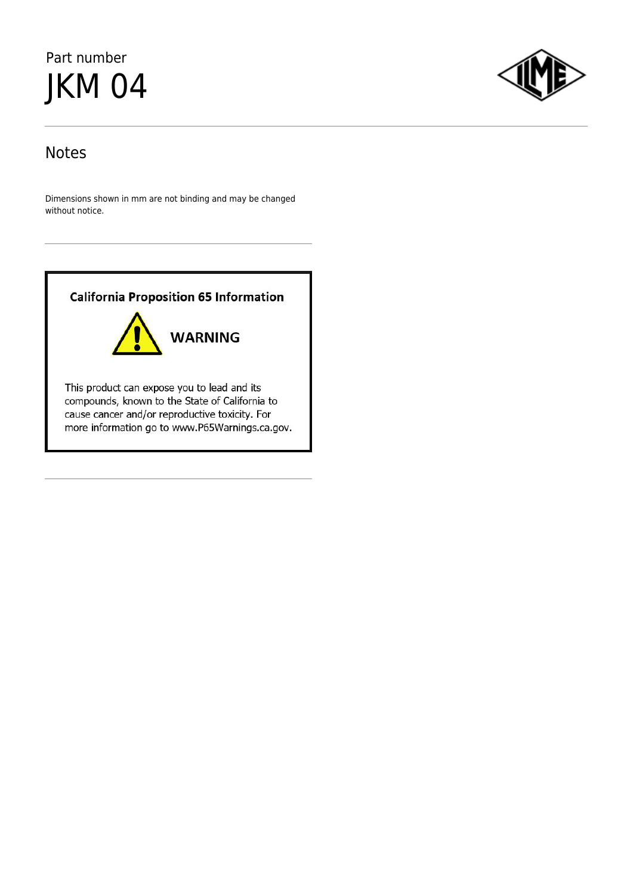Part number

# JKM 04

## Notes

Dimensions shown in mm are not binding and may be changed without notice.

**California Proposition 65 Information**

**WARNING**

This product can expose you to lead and its compounds, known to the State of California to cause cancer and/or reproductive toxicity. For more information go to www.P65Warnings.ca.gov.